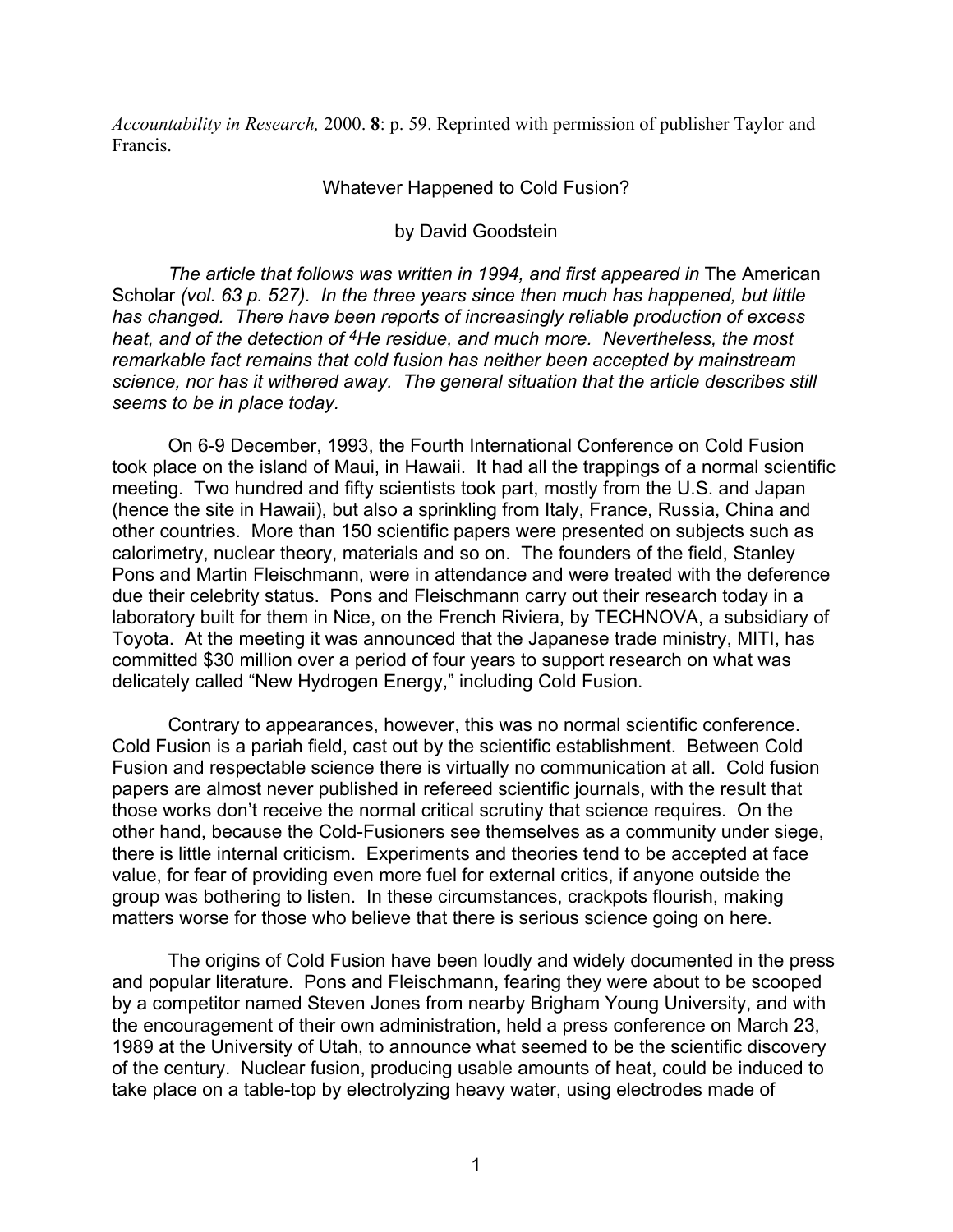*Accountability in Research,* 2000. **8**: p. 59. Reprinted with permission of publisher Taylor and Francis.

# Whatever Happened to Cold Fusion?

by David Goodstein

*The article that follows was written in 1994, and first appeared in* The American Scholar *(vol. 63 p. 527). In the three years since then much has happened, but little has changed. There have been reports of increasingly reliable production of excess heat, and of the detection of $^4$He residue, and much more. Nevertheless, the most remarkable fact remains that cold fusion has neither been accepted by mainstream science, nor has it withered away. The general situation that the article describes still seems to be in place today.*

On 6-9 December, 1993, the Fourth International Conference on Cold Fusion took place on the island of Maui, in Hawaii. It had all the trappings of a normal scientific meeting. Two hundred and fifty scientists took part, mostly from the U.S. and Japan (hence the site in Hawaii), but also a sprinkling from Italy, France, Russia, China and other countries. More than 150 scientific papers were presented on subjects such as calorimetry, nuclear theory, materials and so on. The founders of the field, Stanley Pons and Martin Fleischmann, were in attendance and were treated with the deference due their celebrity status. Pons and Fleischmann carry out their research today in a laboratory built for them in Nice, on the French Riviera, by TECHNOVA, a subsidiary of Toyota. At the meeting it was announced that the Japanese trade ministry, MITI, has committed $30 million over a period of four years to support research on what was delicately called "New Hydrogen Energy," including Cold Fusion.

Contrary to appearances, however, this was no normal scientific conference. Cold Fusion is a pariah field, cast out by the scientific establishment. Between Cold Fusion and respectable science there is virtually no communication at all. Cold fusion papers are almost never published in refereed scientific journals, with the result that those works don't receive the normal critical scrutiny that science requires. On the other hand, because the Cold-Fusioners see themselves as a community under siege, there is little internal criticism. Experiments and theories tend to be accepted at face value, for fear of providing even more fuel for external critics, if anyone outside the group was bothering to listen. In these circumstances, crackpots flourish, making matters worse for those who believe that there is serious science going on here.

The origins of Cold Fusion have been loudly and widely documented in the press and popular literature. Pons and Fleischmann, fearing they were about to be scooped by a competitor named Steven Jones from nearby Brigham Young University, and with the encouragement of their own administration, held a press conference on March 23, 1989 at the University of Utah, to announce what seemed to be the scientific discovery of the century. Nuclear fusion, producing usable amounts of heat, could be induced to take place on a table-top by electrolyzing heavy water, using electrodes made of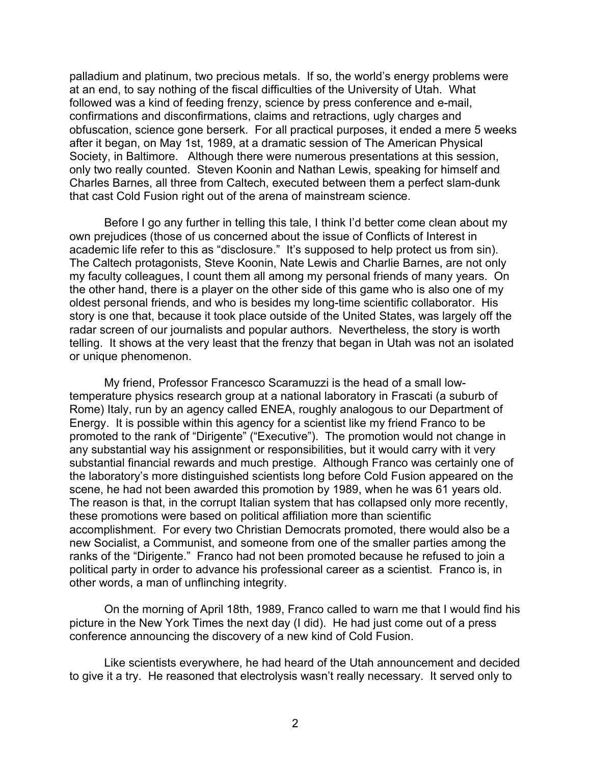palladium and platinum, two precious metals. If so, the world's energy problems were at an end, to say nothing of the fiscal difficulties of the University of Utah. What followed was a kind of feeding frenzy, science by press conference and e-mail, confirmations and disconfirmations, claims and retractions, ugly charges and obfuscation, science gone berserk. For all practical purposes, it ended a mere 5 weeks after it began, on May 1st, 1989, at a dramatic session of The American Physical Society, in Baltimore. Although there were numerous presentations at this session, only two really counted. Steven Koonin and Nathan Lewis, speaking for himself and Charles Barnes, all three from Caltech, executed between them a perfect slam-dunk that cast Cold Fusion right out of the arena of mainstream science.

Before I go any further in telling this tale, I think I'd better come clean about my own prejudices (those of us concerned about the issue of Conflicts of Interest in academic life refer to this as "disclosure." It's supposed to help protect us from sin). The Caltech protagonists, Steve Koonin, Nate Lewis and Charlie Barnes, are not only my faculty colleagues, I count them all among my personal friends of many years. On the other hand, there is a player on the other side of this game who is also one of my oldest personal friends, and who is besides my long-time scientific collaborator. His story is one that, because it took place outside of the United States, was largely off the radar screen of our journalists and popular authors. Nevertheless, the story is worth telling. It shows at the very least that the frenzy that began in Utah was not an isolated or unique phenomenon.

My friend, Professor Francesco Scaramuzzi is the head of a small low-temperature physics research group at a national laboratory in Frascati (a suburb of Rome) Italy, run by an agency called ENEA, roughly analogous to our Department of Energy. It is possible within this agency for a scientist like my friend Franco to be promoted to the rank of "Dirigente" ("Executive"). The promotion would not change in any substantial way his assignment or responsibilities, but it would carry with it very substantial financial rewards and much prestige. Although Franco was certainly one of the laboratory's more distinguished scientists long before Cold Fusion appeared on the scene, he had not been awarded this promotion by 1989, when he was 61 years old. The reason is that, in the corrupt Italian system that has collapsed only more recently, these promotions were based on political affiliation more than scientific accomplishment. For every two Christian Democrats promoted, there would also be a new Socialist, a Communist, and someone from one of the smaller parties among the ranks of the "Dirigente." Franco had not been promoted because he refused to join a political party in order to advance his professional career as a scientist. Franco is, in other words, a man of unflinching integrity.

On the morning of April 18th, 1989, Franco called to warn me that I would find his picture in the New York Times the next day (I did). He had just come out of a press conference announcing the discovery of a new kind of Cold Fusion.

Like scientists everywhere, he had heard of the Utah announcement and decided to give it a try. He reasoned that electrolysis wasn't really necessary. It served only to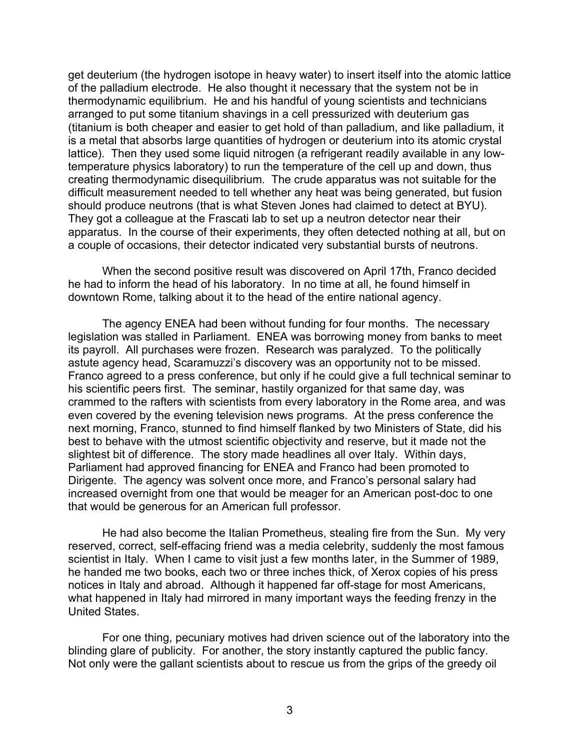get deuterium (the hydrogen isotope in heavy water) to insert itself into the atomic lattice of the palladium electrode. He also thought it necessary that the system not be in thermodynamic equilibrium. He and his handful of young scientists and technicians arranged to put some titanium shavings in a cell pressurized with deuterium gas (titanium is both cheaper and easier to get hold of than palladium, and like palladium, it is a metal that absorbs large quantities of hydrogen or deuterium into its atomic crystal lattice). Then they used some liquid nitrogen (a refrigerant readily available in any low-temperature physics laboratory) to run the temperature of the cell up and down, thus creating thermodynamic disequilibrium. The crude apparatus was not suitable for the difficult measurement needed to tell whether any heat was being generated, but fusion should produce neutrons (that is what Steven Jones had claimed to detect at BYU). They got a colleague at the Frascati lab to set up a neutron detector near their apparatus. In the course of their experiments, they often detected nothing at all, but on a couple of occasions, their detector indicated very substantial bursts of neutrons.

When the second positive result was discovered on April 17th, Franco decided he had to inform the head of his laboratory. In no time at all, he found himself in downtown Rome, talking about it to the head of the entire national agency.

The agency ENEA had been without funding for four months. The necessary legislation was stalled in Parliament. ENEA was borrowing money from banks to meet its payroll. All purchases were frozen. Research was paralyzed. To the politically astute agency head, Scaramuzzi's discovery was an opportunity not to be missed. Franco agreed to a press conference, but only if he could give a full technical seminar to his scientific peers first. The seminar, hastily organized for that same day, was crammed to the rafters with scientists from every laboratory in the Rome area, and was even covered by the evening television news programs. At the press conference the next morning, Franco, stunned to find himself flanked by two Ministers of State, did his best to behave with the utmost scientific objectivity and reserve, but it made not the slightest bit of difference. The story made headlines all over Italy. Within days, Parliament had approved financing for ENEA and Franco had been promoted to Dirigente. The agency was solvent once more, and Franco's personal salary had increased overnight from one that would be meager for an American post-doc to one that would be generous for an American full professor.

He had also become the Italian Prometheus, stealing fire from the Sun. My very reserved, correct, self-effacing friend was a media celebrity, suddenly the most famous scientist in Italy. When I came to visit just a few months later, in the Summer of 1989, he handed me two books, each two or three inches thick, of Xerox copies of his press notices in Italy and abroad. Although it happened far off-stage for most Americans, what happened in Italy had mirrored in many important ways the feeding frenzy in the United States.

For one thing, pecuniary motives had driven science out of the laboratory into the blinding glare of publicity. For another, the story instantly captured the public fancy. Not only were the gallant scientists about to rescue us from the grips of the greedy oil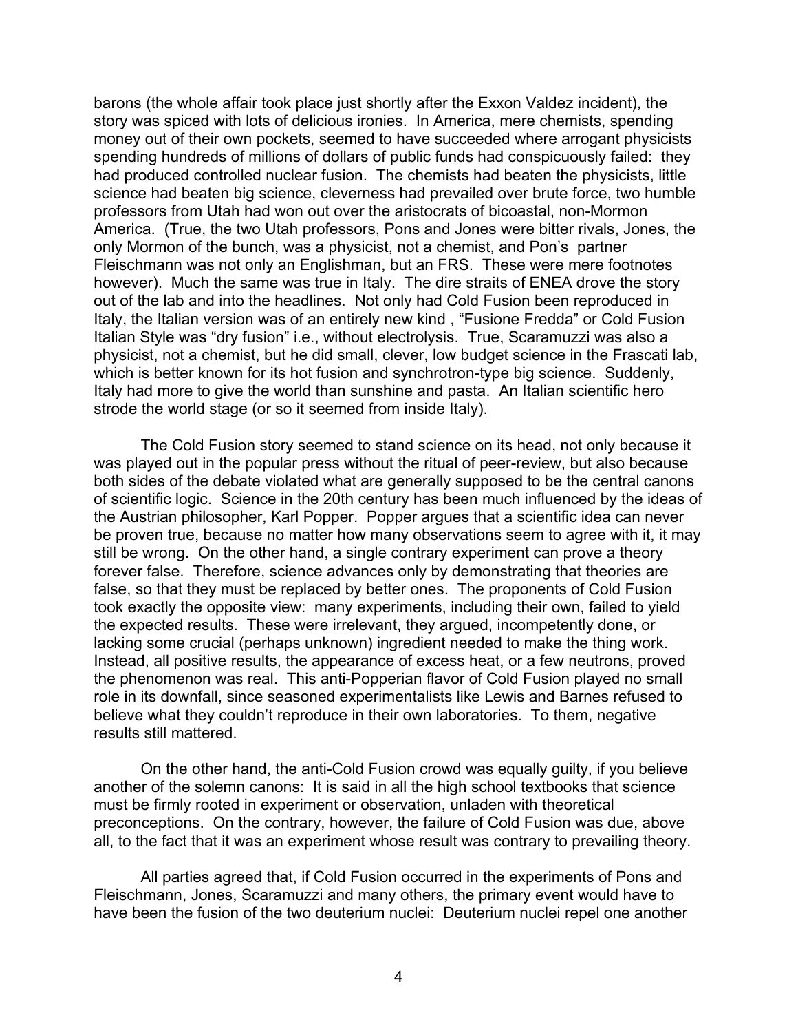barons (the whole affair took place just shortly after the Exxon Valdez incident), the story was spiced with lots of delicious ironies. In America, mere chemists, spending money out of their own pockets, seemed to have succeeded where arrogant physicists spending hundreds of millions of dollars of public funds had conspicuously failed: they had produced controlled nuclear fusion. The chemists had beaten the physicists, little science had beaten big science, cleverness had prevailed over brute force, two humble professors from Utah had won out over the aristocrats of bicoastal, non-Mormon America. (True, the two Utah professors, Pons and Jones were bitter rivals, Jones, the only Mormon of the bunch, was a physicist, not a chemist, and Pon's partner Fleischmann was not only an Englishman, but an FRS. These were mere footnotes however). Much the same was true in Italy. The dire straits of ENEA drove the story out of the lab and into the headlines. Not only had Cold Fusion been reproduced in Italy, the Italian version was of an entirely new kind , "Fusione Fredda" or Cold Fusion Italian Style was "dry fusion" i.e., without electrolysis. True, Scaramuzzi was also a physicist, not a chemist, but he did small, clever, low budget science in the Frascati lab, which is better known for its hot fusion and synchrotron-type big science. Suddenly, Italy had more to give the world than sunshine and pasta. An Italian scientific hero strode the world stage (or so it seemed from inside Italy).

The Cold Fusion story seemed to stand science on its head, not only because it was played out in the popular press without the ritual of peer-review, but also because both sides of the debate violated what are generally supposed to be the central canons of scientific logic. Science in the 20th century has been much influenced by the ideas of the Austrian philosopher, Karl Popper. Popper argues that a scientific idea can never be proven true, because no matter how many observations seem to agree with it, it may still be wrong. On the other hand, a single contrary experiment can prove a theory forever false. Therefore, science advances only by demonstrating that theories are false, so that they must be replaced by better ones. The proponents of Cold Fusion took exactly the opposite view: many experiments, including their own, failed to yield the expected results. These were irrelevant, they argued, incompetently done, or lacking some crucial (perhaps unknown) ingredient needed to make the thing work. Instead, all positive results, the appearance of excess heat, or a few neutrons, proved the phenomenon was real. This anti-Popperian flavor of Cold Fusion played no small role in its downfall, since seasoned experimentalists like Lewis and Barnes refused to believe what they couldn't reproduce in their own laboratories. To them, negative results still mattered.

On the other hand, the anti-Cold Fusion crowd was equally guilty, if you believe another of the solemn canons: It is said in all the high school textbooks that science must be firmly rooted in experiment or observation, unladen with theoretical preconceptions. On the contrary, however, the failure of Cold Fusion was due, above all, to the fact that it was an experiment whose result was contrary to prevailing theory.

All parties agreed that, if Cold Fusion occurred in the experiments of Pons and Fleischmann, Jones, Scaramuzzi and many others, the primary event would have to have been the fusion of the two deuterium nuclei: Deuterium nuclei repel one another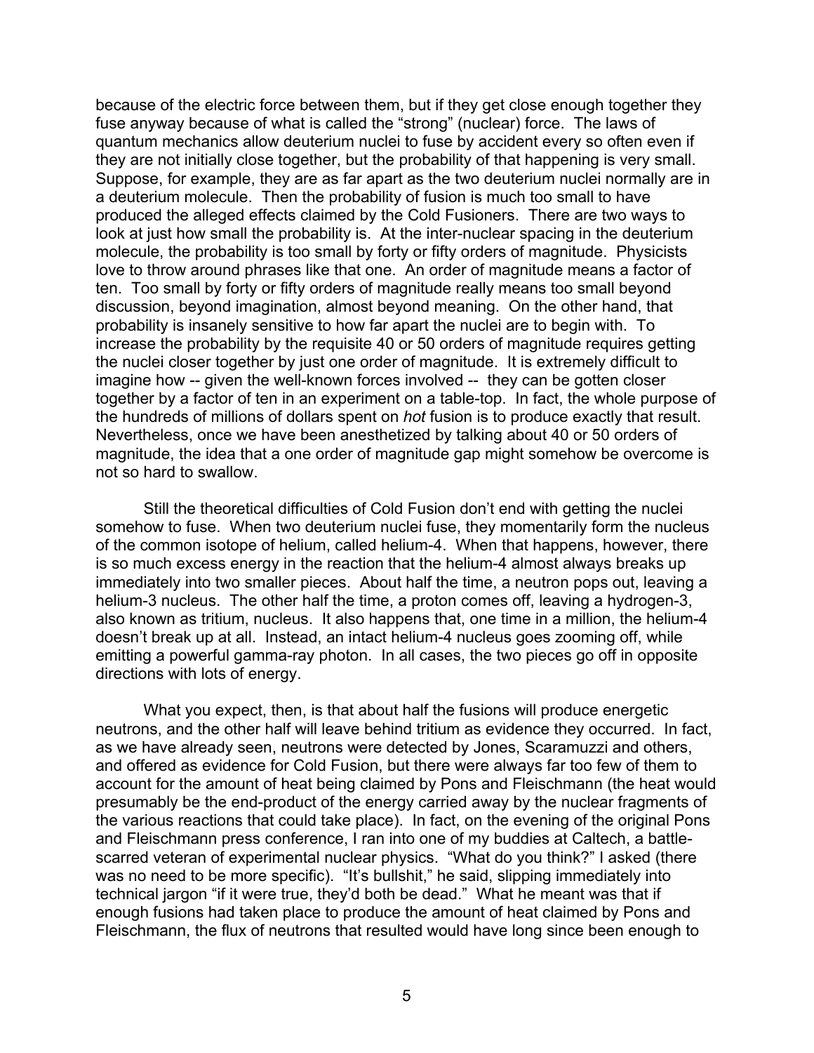because of the electric force between them, but if they get close enough together they fuse anyway because of what is called the "strong" (nuclear) force. The laws of quantum mechanics allow deuterium nuclei to fuse by accident every so often even if they are not initially close together, but the probability of that happening is very small. Suppose, for example, they are as far apart as the two deuterium nuclei normally are in a deuterium molecule. Then the probability of fusion is much too small to have produced the alleged effects claimed by the Cold Fusioners. There are two ways to look at just how small the probability is. At the inter-nuclear spacing in the deuterium molecule, the probability is too small by forty or fifty orders of magnitude. Physicists love to throw around phrases like that one. An order of magnitude means a factor of ten. Too small by forty or fifty orders of magnitude really means too small beyond discussion, beyond imagination, almost beyond meaning. On the other hand, that probability is insanely sensitive to how far apart the nuclei are to begin with. To increase the probability by the requisite 40 or 50 orders of magnitude requires getting the nuclei closer together by just one order of magnitude. It is extremely difficult to imagine how -- given the well-known forces involved -- they can be gotten closer together by a factor of ten in an experiment on a table-top. In fact, the whole purpose of the hundreds of millions of dollars spent on *hot* fusion is to produce exactly that result. Nevertheless, once we have been anesthetized by talking about 40 or 50 orders of magnitude, the idea that a one order of magnitude gap might somehow be overcome is not so hard to swallow.

Still the theoretical difficulties of Cold Fusion don't end with getting the nuclei somehow to fuse. When two deuterium nuclei fuse, they momentarily form the nucleus of the common isotope of helium, called helium-4. When that happens, however, there is so much excess energy in the reaction that the helium-4 almost always breaks up immediately into two smaller pieces. About half the time, a neutron pops out, leaving a helium-3 nucleus. The other half the time, a proton comes off, leaving a hydrogen-3, also known as tritium, nucleus. It also happens that, one time in a million, the helium-4 doesn't break up at all. Instead, an intact helium-4 nucleus goes zooming off, while emitting a powerful gamma-ray photon. In all cases, the two pieces go off in opposite directions with lots of energy.

What you expect, then, is that about half the fusions will produce energetic neutrons, and the other half will leave behind tritium as evidence they occurred. In fact, as we have already seen, neutrons were detected by Jones, Scaramuzzi and others, and offered as evidence for Cold Fusion, but there were always far too few of them to account for the amount of heat being claimed by Pons and Fleischmann (the heat would presumably be the end-product of the energy carried away by the nuclear fragments of the various reactions that could take place). In fact, on the evening of the original Pons and Fleischmann press conference, I ran into one of my buddies at Caltech, a battle-scarred veteran of experimental nuclear physics. "What do you think?" I asked (there was no need to be more specific). "It's bullshit," he said, slipping immediately into technical jargon "if it were true, they'd both be dead." What he meant was that if enough fusions had taken place to produce the amount of heat claimed by Pons and Fleischmann, the flux of neutrons that resulted would have long since been enough to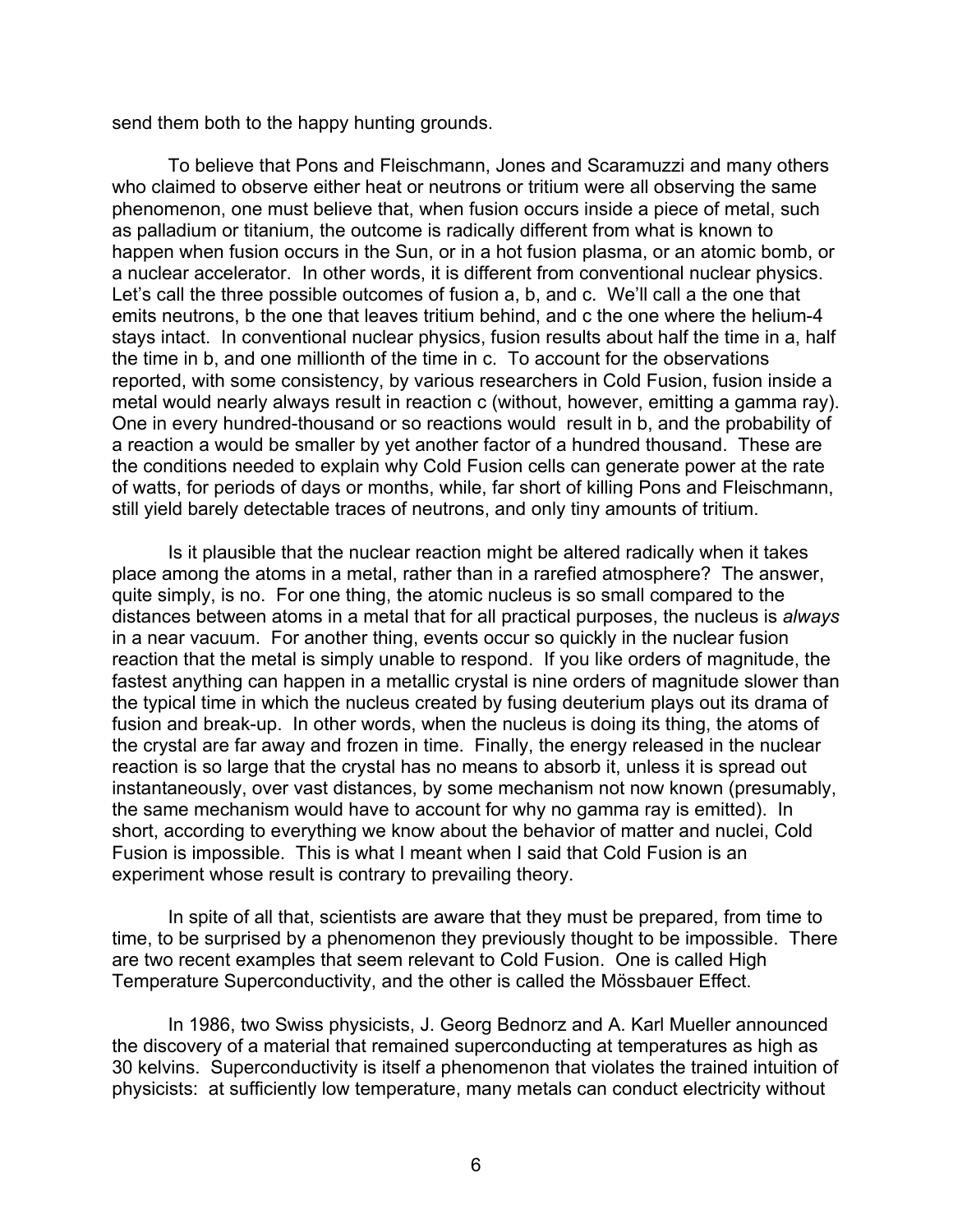send them both to the happy hunting grounds.

To believe that Pons and Fleischmann, Jones and Scaramuzzi and many others who claimed to observe either heat or neutrons or tritium were all observing the same phenomenon, one must believe that, when fusion occurs inside a piece of metal, such as palladium or titanium, the outcome is radically different from what is known to happen when fusion occurs in the Sun, or in a hot fusion plasma, or an atomic bomb, or a nuclear accelerator. In other words, it is different from conventional nuclear physics. Let's call the three possible outcomes of fusion a, b, and c. We'll call a the one that emits neutrons, b the one that leaves tritium behind, and c the one where the helium-4 stays intact. In conventional nuclear physics, fusion results about half the time in a, half the time in b, and one millionth of the time in c. To account for the observations reported, with some consistency, by various researchers in Cold Fusion, fusion inside a metal would nearly always result in reaction c (without, however, emitting a gamma ray). One in every hundred-thousand or so reactions would result in b, and the probability of a reaction a would be smaller by yet another factor of a hundred thousand. These are the conditions needed to explain why Cold Fusion cells can generate power at the rate of watts, for periods of days or months, while, far short of killing Pons and Fleischmann, still yield barely detectable traces of neutrons, and only tiny amounts of tritium.

Is it plausible that the nuclear reaction might be altered radically when it takes place among the atoms in a metal, rather than in a rarefied atmosphere? The answer, quite simply, is no. For one thing, the atomic nucleus is so small compared to the distances between atoms in a metal that for all practical purposes, the nucleus is *always* in a near vacuum. For another thing, events occur so quickly in the nuclear fusion reaction that the metal is simply unable to respond. If you like orders of magnitude, the fastest anything can happen in a metallic crystal is nine orders of magnitude slower than the typical time in which the nucleus created by fusing deuterium plays out its drama of fusion and break-up. In other words, when the nucleus is doing its thing, the atoms of the crystal are far away and frozen in time. Finally, the energy released in the nuclear reaction is so large that the crystal has no means to absorb it, unless it is spread out instantaneously, over vast distances, by some mechanism not now known (presumably, the same mechanism would have to account for why no gamma ray is emitted). In short, according to everything we know about the behavior of matter and nuclei, Cold Fusion is impossible. This is what I meant when I said that Cold Fusion is an experiment whose result is contrary to prevailing theory.

In spite of all that, scientists are aware that they must be prepared, from time to time, to be surprised by a phenomenon they previously thought to be impossible. There are two recent examples that seem relevant to Cold Fusion. One is called High Temperature Superconductivity, and the other is called the Mössbauer Effect.

In 1986, two Swiss physicists, J. Georg Bednorz and A. Karl Mueller announced the discovery of a material that remained superconducting at temperatures as high as 30 kelvins. Superconductivity is itself a phenomenon that violates the trained intuition of physicists: at sufficiently low temperature, many metals can conduct electricity without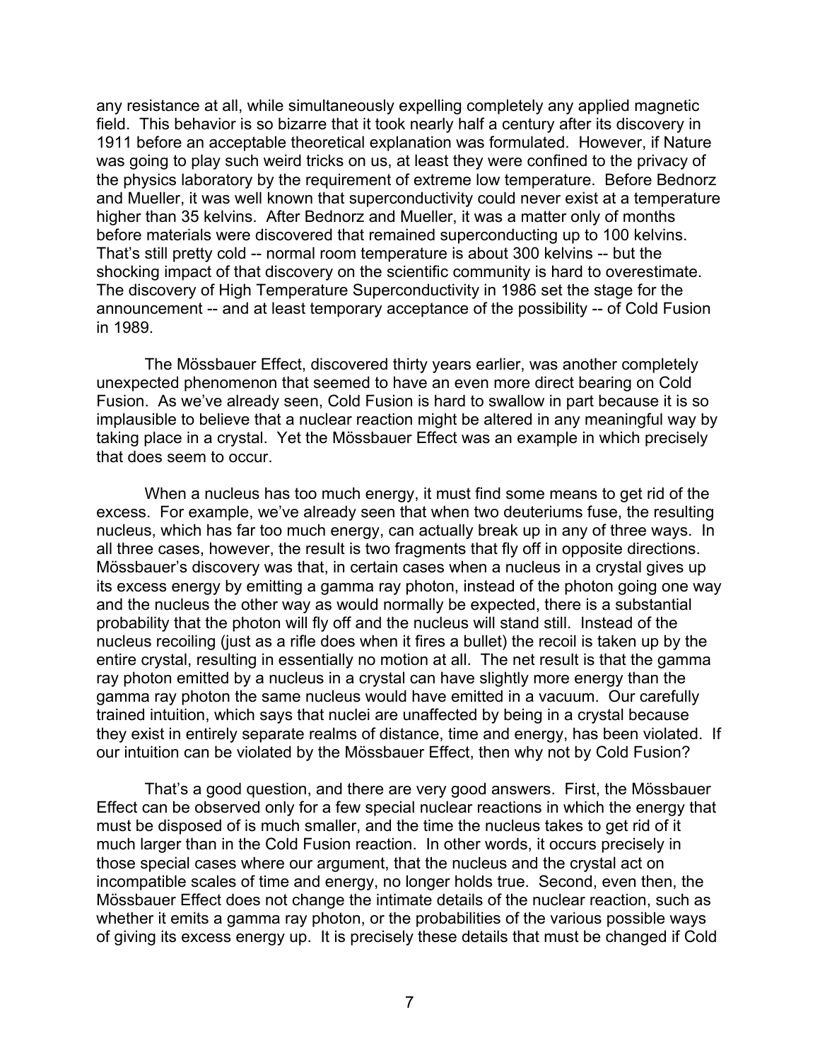any resistance at all, while simultaneously expelling completely any applied magnetic field. This behavior is so bizarre that it took nearly half a century after its discovery in 1911 before an acceptable theoretical explanation was formulated. However, if Nature was going to play such weird tricks on us, at least they were confined to the privacy of the physics laboratory by the requirement of extreme low temperature. Before Bednorz and Mueller, it was well known that superconductivity could never exist at a temperature higher than 35 kelvins. After Bednorz and Mueller, it was a matter only of months before materials were discovered that remained superconducting up to 100 kelvins. That's still pretty cold -- normal room temperature is about 300 kelvins -- but the shocking impact of that discovery on the scientific community is hard to overestimate. The discovery of High Temperature Superconductivity in 1986 set the stage for the announcement -- and at least temporary acceptance of the possibility -- of Cold Fusion in 1989.

The Mössbauer Effect, discovered thirty years earlier, was another completely unexpected phenomenon that seemed to have an even more direct bearing on Cold Fusion. As we've already seen, Cold Fusion is hard to swallow in part because it is so implausible to believe that a nuclear reaction might be altered in any meaningful way by taking place in a crystal. Yet the Mössbauer Effect was an example in which precisely that does seem to occur.

When a nucleus has too much energy, it must find some means to get rid of the excess. For example, we've already seen that when two deuteriums fuse, the resulting nucleus, which has far too much energy, can actually break up in any of three ways. In all three cases, however, the result is two fragments that fly off in opposite directions. Mössbauer's discovery was that, in certain cases when a nucleus in a crystal gives up its excess energy by emitting a gamma ray photon, instead of the photon going one way and the nucleus the other way as would normally be expected, there is a substantial probability that the photon will fly off and the nucleus will stand still. Instead of the nucleus recoiling (just as a rifle does when it fires a bullet) the recoil is taken up by the entire crystal, resulting in essentially no motion at all. The net result is that the gamma ray photon emitted by a nucleus in a crystal can have slightly more energy than the gamma ray photon the same nucleus would have emitted in a vacuum. Our carefully trained intuition, which says that nuclei are unaffected by being in a crystal because they exist in entirely separate realms of distance, time and energy, has been violated. If our intuition can be violated by the Mössbauer Effect, then why not by Cold Fusion?

That's a good question, and there are very good answers. First, the Mössbauer Effect can be observed only for a few special nuclear reactions in which the energy that must be disposed of is much smaller, and the time the nucleus takes to get rid of it much larger than in the Cold Fusion reaction. In other words, it occurs precisely in those special cases where our argument, that the nucleus and the crystal act on incompatible scales of time and energy, no longer holds true. Second, even then, the Mössbauer Effect does not change the intimate details of the nuclear reaction, such as whether it emits a gamma ray photon, or the probabilities of the various possible ways of giving its excess energy up. It is precisely these details that must be changed if Cold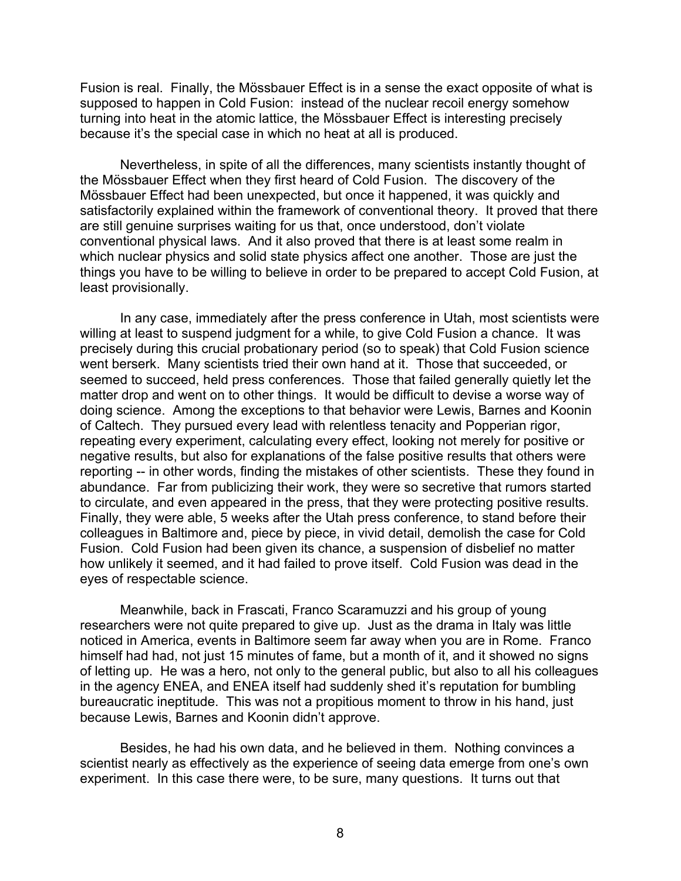Fusion is real. Finally, the Mössbauer Effect is in a sense the exact opposite of what is supposed to happen in Cold Fusion: instead of the nuclear recoil energy somehow turning into heat in the atomic lattice, the Mössbauer Effect is interesting precisely because it's the special case in which no heat at all is produced.

Nevertheless, in spite of all the differences, many scientists instantly thought of the Mössbauer Effect when they first heard of Cold Fusion. The discovery of the Mössbauer Effect had been unexpected, but once it happened, it was quickly and satisfactorily explained within the framework of conventional theory. It proved that there are still genuine surprises waiting for us that, once understood, don't violate conventional physical laws. And it also proved that there is at least some realm in which nuclear physics and solid state physics affect one another. Those are just the things you have to be willing to believe in order to be prepared to accept Cold Fusion, at least provisionally.

In any case, immediately after the press conference in Utah, most scientists were willing at least to suspend judgment for a while, to give Cold Fusion a chance. It was precisely during this crucial probationary period (so to speak) that Cold Fusion science went berserk. Many scientists tried their own hand at it. Those that succeeded, or seemed to succeed, held press conferences. Those that failed generally quietly let the matter drop and went on to other things. It would be difficult to devise a worse way of doing science. Among the exceptions to that behavior were Lewis, Barnes and Koonin of Caltech. They pursued every lead with relentless tenacity and Popperian rigor, repeating every experiment, calculating every effect, looking not merely for positive or negative results, but also for explanations of the false positive results that others were reporting -- in other words, finding the mistakes of other scientists. These they found in abundance. Far from publicizing their work, they were so secretive that rumors started to circulate, and even appeared in the press, that they were protecting positive results. Finally, they were able, 5 weeks after the Utah press conference, to stand before their colleagues in Baltimore and, piece by piece, in vivid detail, demolish the case for Cold Fusion. Cold Fusion had been given its chance, a suspension of disbelief no matter how unlikely it seemed, and it had failed to prove itself. Cold Fusion was dead in the eyes of respectable science.

Meanwhile, back in Frascati, Franco Scaramuzzi and his group of young researchers were not quite prepared to give up. Just as the drama in Italy was little noticed in America, events in Baltimore seem far away when you are in Rome. Franco himself had had, not just 15 minutes of fame, but a month of it, and it showed no signs of letting up. He was a hero, not only to the general public, but also to all his colleagues in the agency ENEA, and ENEA itself had suddenly shed it's reputation for bumbling bureaucratic ineptitude. This was not a propitious moment to throw in his hand, just because Lewis, Barnes and Koonin didn't approve.

Besides, he had his own data, and he believed in them. Nothing convinces a scientist nearly as effectively as the experience of seeing data emerge from one's own experiment. In this case there were, to be sure, many questions. It turns out that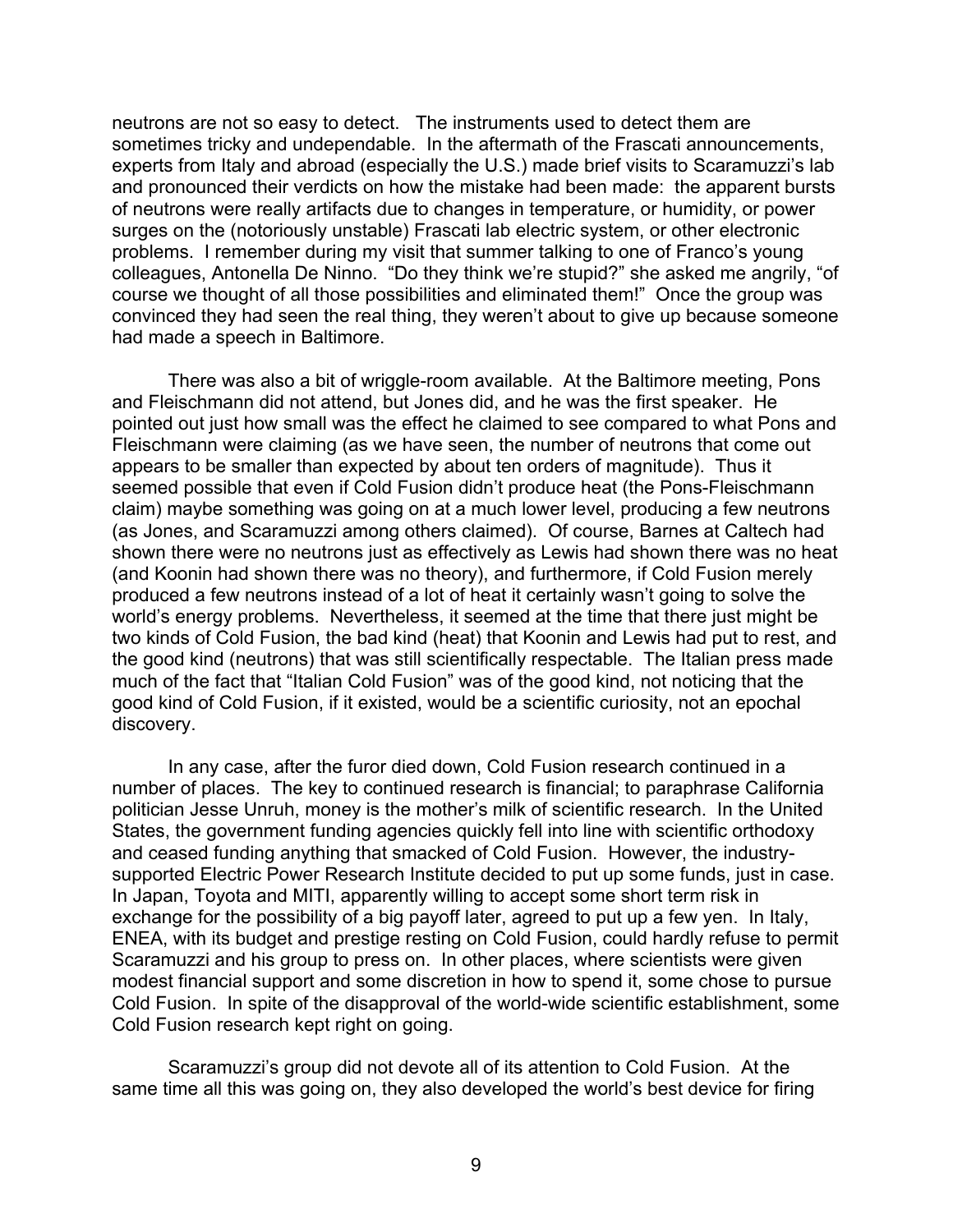neutrons are not so easy to detect. The instruments used to detect them are sometimes tricky and undependable. In the aftermath of the Frascati announcements, experts from Italy and abroad (especially the U.S.) made brief visits to Scaramuzzi's lab and pronounced their verdicts on how the mistake had been made: the apparent bursts of neutrons were really artifacts due to changes in temperature, or humidity, or power surges on the (notoriously unstable) Frascati lab electric system, or other electronic problems. I remember during my visit that summer talking to one of Franco's young colleagues, Antonella De Ninno. "Do they think we're stupid?" she asked me angrily, "of course we thought of all those possibilities and eliminated them!" Once the group was convinced they had seen the real thing, they weren't about to give up because someone had made a speech in Baltimore.

There was also a bit of wriggle-room available. At the Baltimore meeting, Pons and Fleischmann did not attend, but Jones did, and he was the first speaker. He pointed out just how small was the effect he claimed to see compared to what Pons and Fleischmann were claiming (as we have seen, the number of neutrons that come out appears to be smaller than expected by about ten orders of magnitude). Thus it seemed possible that even if Cold Fusion didn't produce heat (the Pons-Fleischmann claim) maybe something was going on at a much lower level, producing a few neutrons (as Jones, and Scaramuzzi among others claimed). Of course, Barnes at Caltech had shown there were no neutrons just as effectively as Lewis had shown there was no heat (and Koonin had shown there was no theory), and furthermore, if Cold Fusion merely produced a few neutrons instead of a lot of heat it certainly wasn't going to solve the world's energy problems. Nevertheless, it seemed at the time that there just might be two kinds of Cold Fusion, the bad kind (heat) that Koonin and Lewis had put to rest, and the good kind (neutrons) that was still scientifically respectable. The Italian press made much of the fact that "Italian Cold Fusion" was of the good kind, not noticing that the good kind of Cold Fusion, if it existed, would be a scientific curiosity, not an epochal discovery.

In any case, after the furor died down, Cold Fusion research continued in a number of places. The key to continued research is financial; to paraphrase California politician Jesse Unruh, money is the mother's milk of scientific research. In the United States, the government funding agencies quickly fell into line with scientific orthodoxy and ceased funding anything that smacked of Cold Fusion. However, the industry-supported Electric Power Research Institute decided to put up some funds, just in case. In Japan, Toyota and MITI, apparently willing to accept some short term risk in exchange for the possibility of a big payoff later, agreed to put up a few yen. In Italy, ENEA, with its budget and prestige resting on Cold Fusion, could hardly refuse to permit Scaramuzzi and his group to press on. In other places, where scientists were given modest financial support and some discretion in how to spend it, some chose to pursue Cold Fusion. In spite of the disapproval of the world-wide scientific establishment, some Cold Fusion research kept right on going.

Scaramuzzi's group did not devote all of its attention to Cold Fusion. At the same time all this was going on, they also developed the world's best device for firing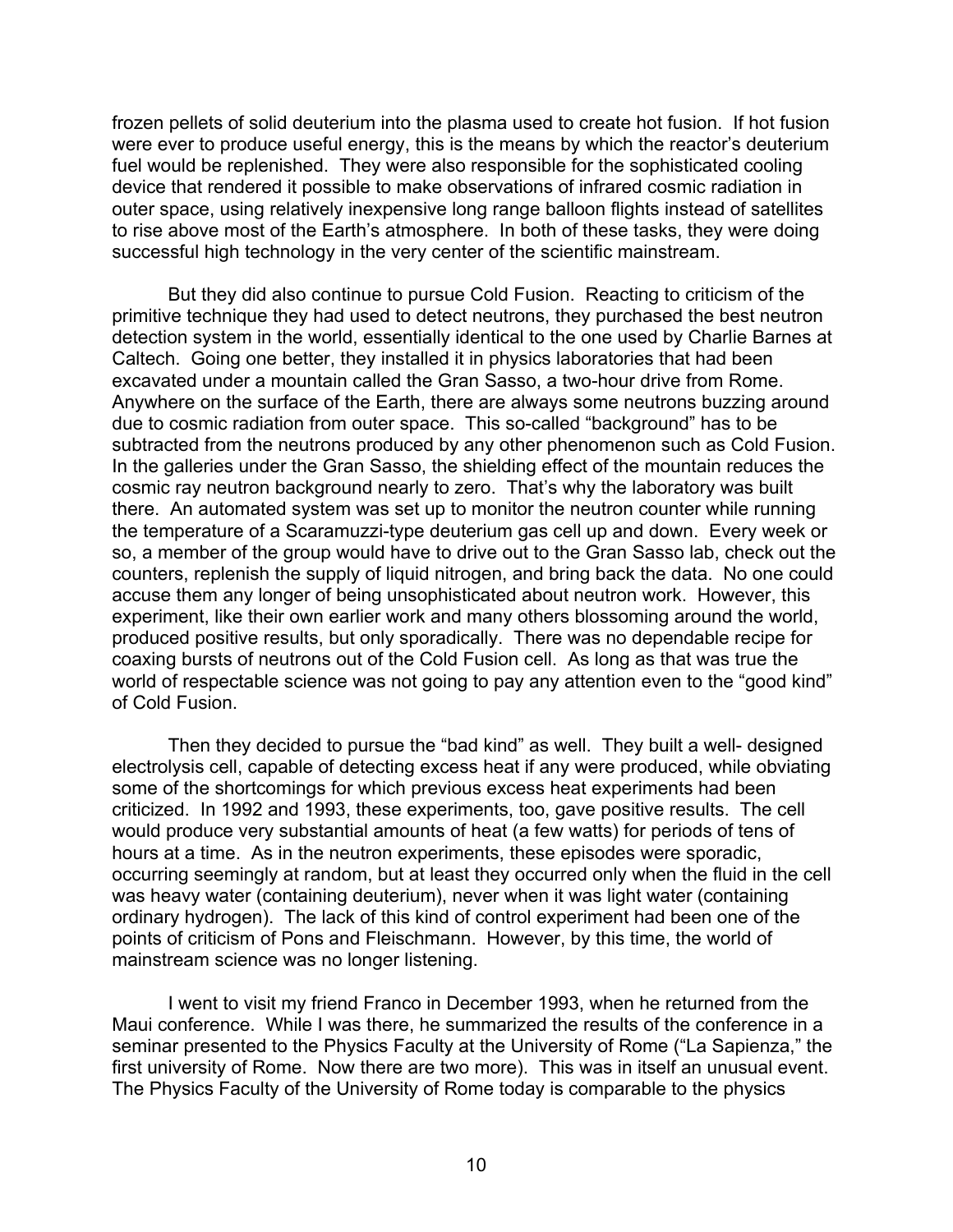frozen pellets of solid deuterium into the plasma used to create hot fusion. If hot fusion were ever to produce useful energy, this is the means by which the reactor's deuterium fuel would be replenished. They were also responsible for the sophisticated cooling device that rendered it possible to make observations of infrared cosmic radiation in outer space, using relatively inexpensive long range balloon flights instead of satellites to rise above most of the Earth's atmosphere. In both of these tasks, they were doing successful high technology in the very center of the scientific mainstream.

But they did also continue to pursue Cold Fusion. Reacting to criticism of the primitive technique they had used to detect neutrons, they purchased the best neutron detection system in the world, essentially identical to the one used by Charlie Barnes at Caltech. Going one better, they installed it in physics laboratories that had been excavated under a mountain called the Gran Sasso, a two-hour drive from Rome. Anywhere on the surface of the Earth, there are always some neutrons buzzing around due to cosmic radiation from outer space. This so-called "background" has to be subtracted from the neutrons produced by any other phenomenon such as Cold Fusion. In the galleries under the Gran Sasso, the shielding effect of the mountain reduces the cosmic ray neutron background nearly to zero. That's why the laboratory was built there. An automated system was set up to monitor the neutron counter while running the temperature of a Scaramuzzi-type deuterium gas cell up and down. Every week or so, a member of the group would have to drive out to the Gran Sasso lab, check out the counters, replenish the supply of liquid nitrogen, and bring back the data. No one could accuse them any longer of being unsophisticated about neutron work. However, this experiment, like their own earlier work and many others blossoming around the world, produced positive results, but only sporadically. There was no dependable recipe for coaxing bursts of neutrons out of the Cold Fusion cell. As long as that was true the world of respectable science was not going to pay any attention even to the "good kind" of Cold Fusion.

Then they decided to pursue the "bad kind" as well. They built a well- designed electrolysis cell, capable of detecting excess heat if any were produced, while obviating some of the shortcomings for which previous excess heat experiments had been criticized. In 1992 and 1993, these experiments, too, gave positive results. The cell would produce very substantial amounts of heat (a few watts) for periods of tens of hours at a time. As in the neutron experiments, these episodes were sporadic, occurring seemingly at random, but at least they occurred only when the fluid in the cell was heavy water (containing deuterium), never when it was light water (containing ordinary hydrogen). The lack of this kind of control experiment had been one of the points of criticism of Pons and Fleischmann. However, by this time, the world of mainstream science was no longer listening.

I went to visit my friend Franco in December 1993, when he returned from the Maui conference. While I was there, he summarized the results of the conference in a seminar presented to the Physics Faculty at the University of Rome ("La Sapienza," the first university of Rome. Now there are two more). This was in itself an unusual event. The Physics Faculty of the University of Rome today is comparable to the physics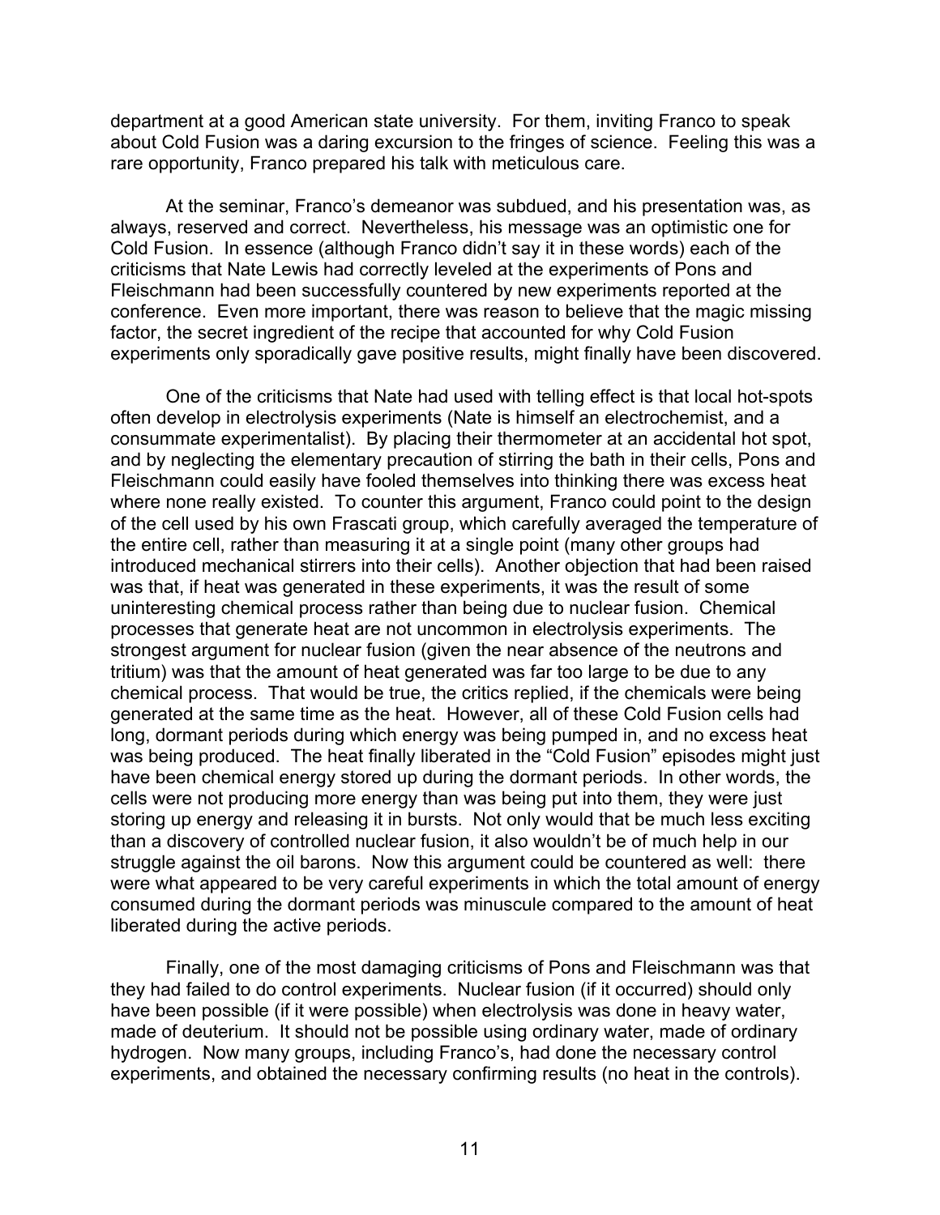department at a good American state university. For them, inviting Franco to speak about Cold Fusion was a daring excursion to the fringes of science. Feeling this was a rare opportunity, Franco prepared his talk with meticulous care.

At the seminar, Franco's demeanor was subdued, and his presentation was, as always, reserved and correct. Nevertheless, his message was an optimistic one for Cold Fusion. In essence (although Franco didn't say it in these words) each of the criticisms that Nate Lewis had correctly leveled at the experiments of Pons and Fleischmann had been successfully countered by new experiments reported at the conference. Even more important, there was reason to believe that the magic missing factor, the secret ingredient of the recipe that accounted for why Cold Fusion experiments only sporadically gave positive results, might finally have been discovered.

One of the criticisms that Nate had used with telling effect is that local hot-spots often develop in electrolysis experiments (Nate is himself an electrochemist, and a consummate experimentalist). By placing their thermometer at an accidental hot spot, and by neglecting the elementary precaution of stirring the bath in their cells, Pons and Fleischmann could easily have fooled themselves into thinking there was excess heat where none really existed. To counter this argument, Franco could point to the design of the cell used by his own Frascati group, which carefully averaged the temperature of the entire cell, rather than measuring it at a single point (many other groups had introduced mechanical stirrers into their cells). Another objection that had been raised was that, if heat was generated in these experiments, it was the result of some uninteresting chemical process rather than being due to nuclear fusion. Chemical processes that generate heat are not uncommon in electrolysis experiments. The strongest argument for nuclear fusion (given the near absence of the neutrons and tritium) was that the amount of heat generated was far too large to be due to any chemical process. That would be true, the critics replied, if the chemicals were being generated at the same time as the heat. However, all of these Cold Fusion cells had long, dormant periods during which energy was being pumped in, and no excess heat was being produced. The heat finally liberated in the "Cold Fusion" episodes might just have been chemical energy stored up during the dormant periods. In other words, the cells were not producing more energy than was being put into them, they were just storing up energy and releasing it in bursts. Not only would that be much less exciting than a discovery of controlled nuclear fusion, it also wouldn't be of much help in our struggle against the oil barons. Now this argument could be countered as well: there were what appeared to be very careful experiments in which the total amount of energy consumed during the dormant periods was minuscule compared to the amount of heat liberated during the active periods.

Finally, one of the most damaging criticisms of Pons and Fleischmann was that they had failed to do control experiments. Nuclear fusion (if it occurred) should only have been possible (if it were possible) when electrolysis was done in heavy water, made of deuterium. It should not be possible using ordinary water, made of ordinary hydrogen. Now many groups, including Franco's, had done the necessary control experiments, and obtained the necessary confirming results (no heat in the controls).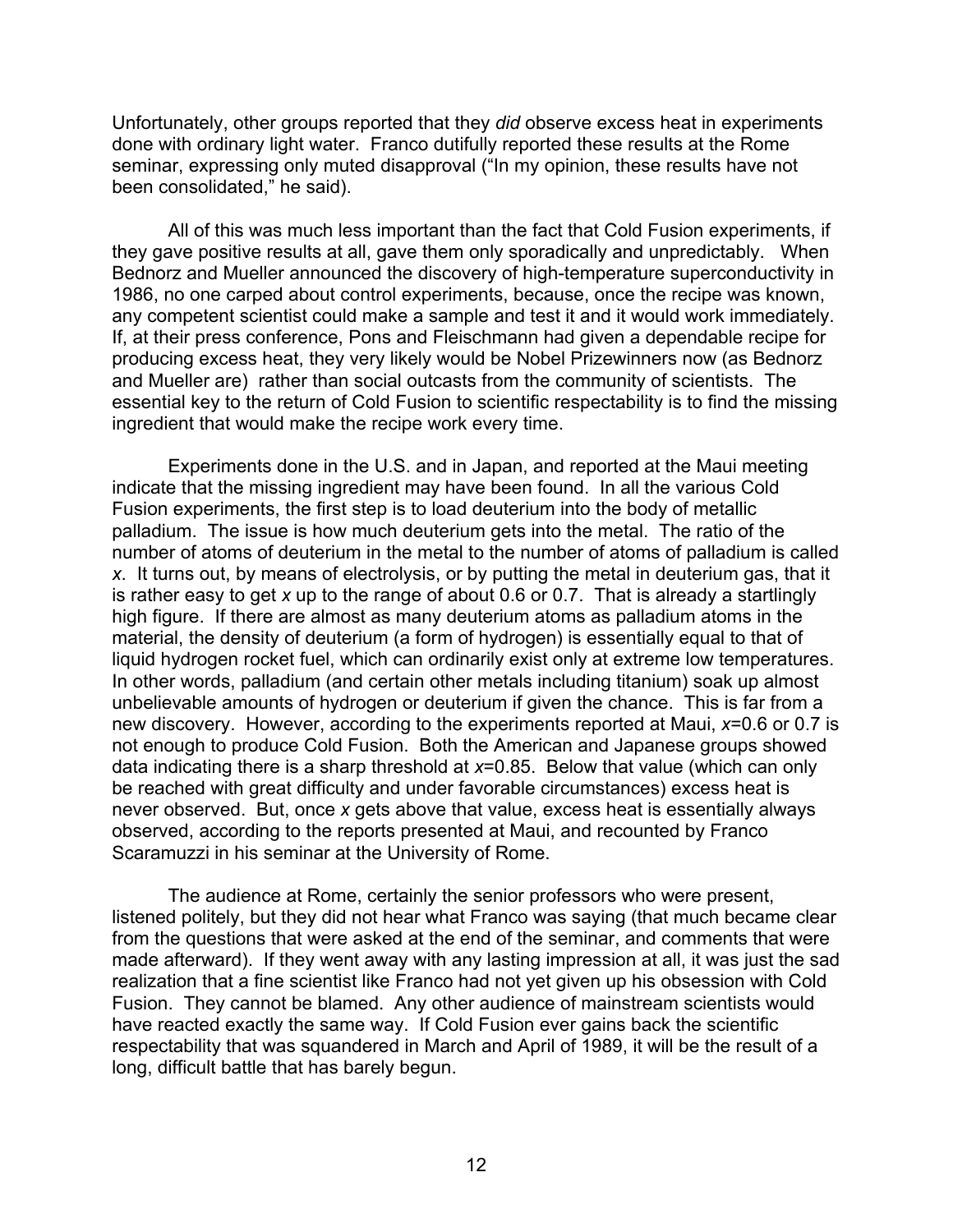Unfortunately, other groups reported that they *did* observe excess heat in experiments done with ordinary light water. Franco dutifully reported these results at the Rome seminar, expressing only muted disapproval ("In my opinion, these results have not been consolidated," he said).

All of this was much less important than the fact that Cold Fusion experiments, if they gave positive results at all, gave them only sporadically and unpredictably. When Bednorz and Mueller announced the discovery of high-temperature superconductivity in 1986, no one carped about control experiments, because, once the recipe was known, any competent scientist could make a sample and test it and it would work immediately. If, at their press conference, Pons and Fleischmann had given a dependable recipe for producing excess heat, they very likely would be Nobel Prizewinners now (as Bednorz and Mueller are) rather than social outcasts from the community of scientists. The essential key to the return of Cold Fusion to scientific respectability is to find the missing ingredient that would make the recipe work every time.

Experiments done in the U.S. and in Japan, and reported at the Maui meeting indicate that the missing ingredient may have been found. In all the various Cold Fusion experiments, the first step is to load deuterium into the body of metallic palladium. The issue is how much deuterium gets into the metal. The ratio of the number of atoms of deuterium in the metal to the number of atoms of palladium is called $x$. It turns out, by means of electrolysis, or by putting the metal in deuterium gas, that it is rather easy to get $x$ up to the range of about 0.6 or 0.7. That is already a startlingly high figure. If there are almost as many deuterium atoms as palladium atoms in the material, the density of deuterium (a form of hydrogen) is essentially equal to that of liquid hydrogen rocket fuel, which can ordinarily exist only at extreme low temperatures. In other words, palladium (and certain other metals including titanium) soak up almost unbelievable amounts of hydrogen or deuterium if given the chance. This is far from a new discovery. However, according to the experiments reported at Maui, $x$=0.6 or 0.7 is not enough to produce Cold Fusion. Both the American and Japanese groups showed data indicating there is a sharp threshold at $x$=0.85. Below that value (which can only be reached with great difficulty and under favorable circumstances) excess heat is never observed. But, once $x$ gets above that value, excess heat is essentially always observed, according to the reports presented at Maui, and recounted by Franco Scaramuzzi in his seminar at the University of Rome.

The audience at Rome, certainly the senior professors who were present, listened politely, but they did not hear what Franco was saying (that much became clear from the questions that were asked at the end of the seminar, and comments that were made afterward). If they went away with any lasting impression at all, it was just the sad realization that a fine scientist like Franco had not yet given up his obsession with Cold Fusion. They cannot be blamed. Any other audience of mainstream scientists would have reacted exactly the same way. If Cold Fusion ever gains back the scientific respectability that was squandered in March and April of 1989, it will be the result of a long, difficult battle that has barely begun.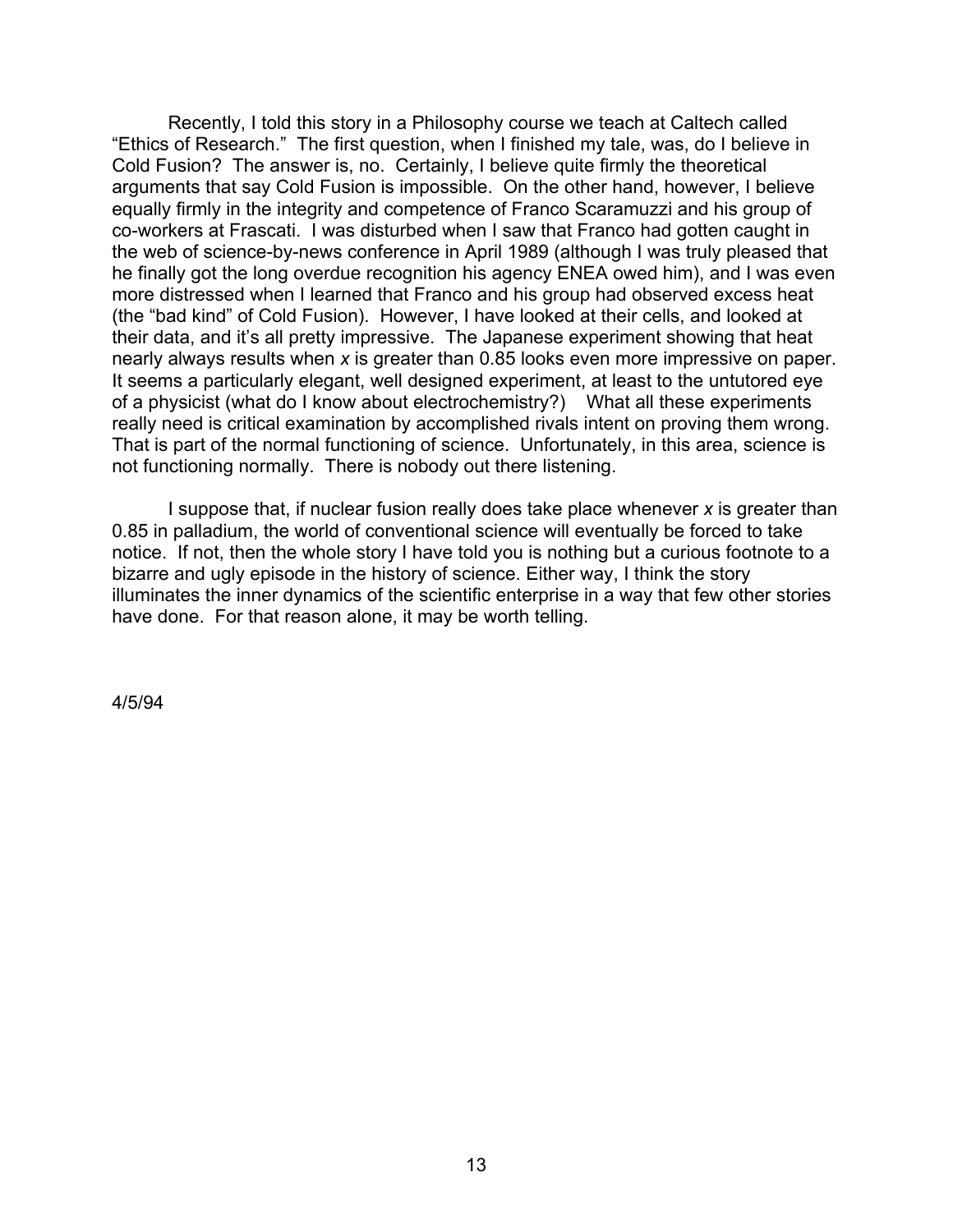Recently, I told this story in a Philosophy course we teach at Caltech called “Ethics of Research.” The first question, when I finished my tale, was, do I believe in Cold Fusion? The answer is, no. Certainly, I believe quite firmly the theoretical arguments that say Cold Fusion is impossible. On the other hand, however, I believe equally firmly in the integrity and competence of Franco Scaramuzzi and his group of co-workers at Frascati. I was disturbed when I saw that Franco had gotten caught in the web of science-by-news conference in April 1989 (although I was truly pleased that he finally got the long overdue recognition his agency ENEA owed him), and I was even more distressed when I learned that Franco and his group had observed excess heat (the “bad kind” of Cold Fusion). However, I have looked at their cells, and looked at their data, and it’s all pretty impressive. The Japanese experiment showing that heat nearly always results when $x$ is greater than 0.85 looks even more impressive on paper. It seems a particularly elegant, well designed experiment, at least to the untutored eye of a physicist (what do I know about electrochemistry?) What all these experiments really need is critical examination by accomplished rivals intent on proving them wrong. That is part of the normal functioning of science. Unfortunately, in this area, science is not functioning normally. There is nobody out there listening.

I suppose that, if nuclear fusion really does take place whenever $x$ is greater than 0.85 in palladium, the world of conventional science will eventually be forced to take notice. If not, then the whole story I have told you is nothing but a curious footnote to a bizarre and ugly episode in the history of science. Either way, I think the story illuminates the inner dynamics of the scientific enterprise in a way that few other stories have done. For that reason alone, it may be worth telling.

4/5/94